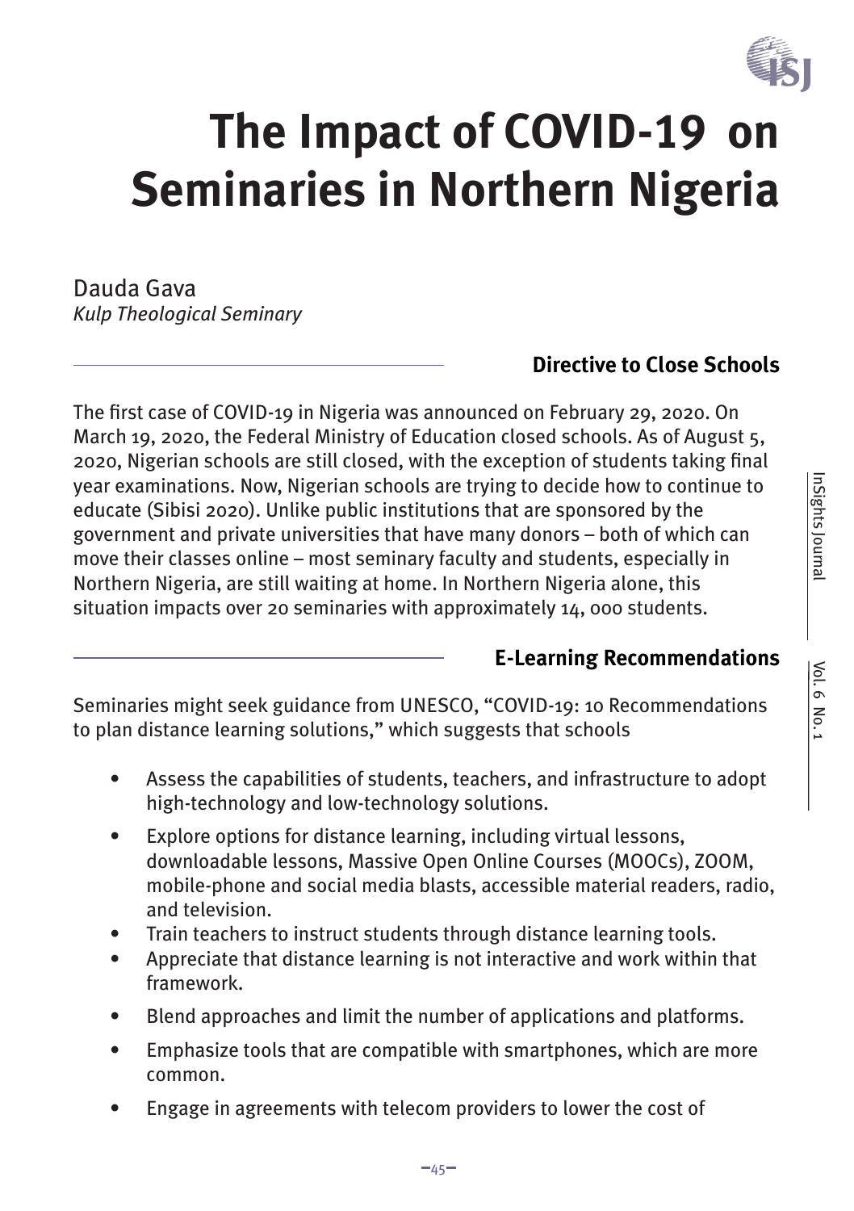# The Impact of COVID-19 on Seminaries in Northern Nigeria

Dauda Gava
*Kulp Theological Seminary*

## Directive to Close Schools

The first case of COVID-19 in Nigeria was announced on February 29, 2020. On March 19, 2020, the Federal Ministry of Education closed schools. As of August 5, 2020, Nigerian schools are still closed, with the exception of students taking final year examinations. Now, Nigerian schools are trying to decide how to continue to educate (Sibisi 2020). Unlike public institutions that are sponsored by the government and private universities that have many donors – both of which can move their classes online – most seminary faculty and students, especially in Northern Nigeria, are still waiting at home. In Northern Nigeria alone, this situation impacts over 20 seminaries with approximately 14, 000 students.

## E-Learning Recommendations

Seminaries might seek guidance from UNESCO, "COVID-19: 10 Recommendations to plan distance learning solutions," which suggests that schools

- Assess the capabilities of students, teachers, and infrastructure to adopt high-technology and low-technology solutions.
- Explore options for distance learning, including virtual lessons, downloadable lessons, Massive Open Online Courses (MOOCs), ZOOM, mobile-phone and social media blasts, accessible material readers, radio, and television.
- Train teachers to instruct students through distance learning tools.
- Appreciate that distance learning is not interactive and work within that framework.
- Blend approaches and limit the number of applications and platforms.
- Emphasize tools that are compatible with smartphones, which are more common.
- Engage in agreements with telecom providers to lower the cost of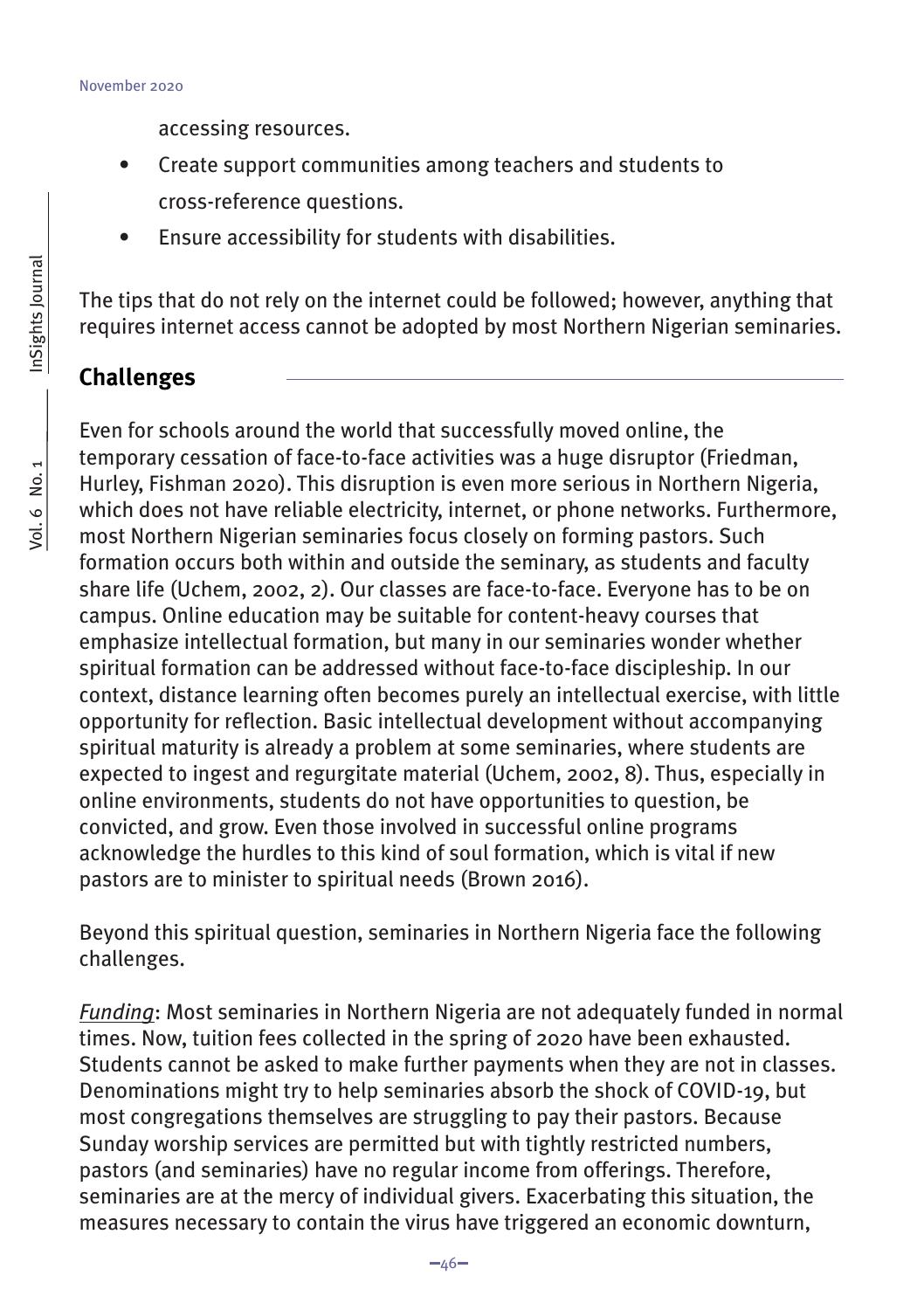accessing resources.

- Create support communities among teachers and students to cross-reference questions.
- Ensure accessibility for students with disabilities.

The tips that do not rely on the internet could be followed; however, anything that requires internet access cannot be adopted by most Northern Nigerian seminaries.

## Challenges

Even for schools around the world that successfully moved online, the temporary cessation of face-to-face activities was a huge disruptor (Friedman, Hurley, Fishman 2020). This disruption is even more serious in Northern Nigeria, which does not have reliable electricity, internet, or phone networks. Furthermore, most Northern Nigerian seminaries focus closely on forming pastors. Such formation occurs both within and outside the seminary, as students and faculty share life (Uchem, 2002, 2). Our classes are face-to-face. Everyone has to be on campus. Online education may be suitable for content-heavy courses that emphasize intellectual formation, but many in our seminaries wonder whether spiritual formation can be addressed without face-to-face discipleship. In our context, distance learning often becomes purely an intellectual exercise, with little opportunity for reflection. Basic intellectual development without accompanying spiritual maturity is already a problem at some seminaries, where students are expected to ingest and regurgitate material (Uchem, 2002, 8). Thus, especially in online environments, students do not have opportunities to question, be convicted, and grow. Even those involved in successful online programs acknowledge the hurdles to this kind of soul formation, which is vital if new pastors are to minister to spiritual needs (Brown 2016).

Beyond this spiritual question, seminaries in Northern Nigeria face the following challenges.

*Funding*: Most seminaries in Northern Nigeria are not adequately funded in normal times. Now, tuition fees collected in the spring of 2020 have been exhausted. Students cannot be asked to make further payments when they are not in classes. Denominations might try to help seminaries absorb the shock of COVID-19, but most congregations themselves are struggling to pay their pastors. Because Sunday worship services are permitted but with tightly restricted numbers, pastors (and seminaries) have no regular income from offerings. Therefore, seminaries are at the mercy of individual givers. Exacerbating this situation, the measures necessary to contain the virus have triggered an economic downturn,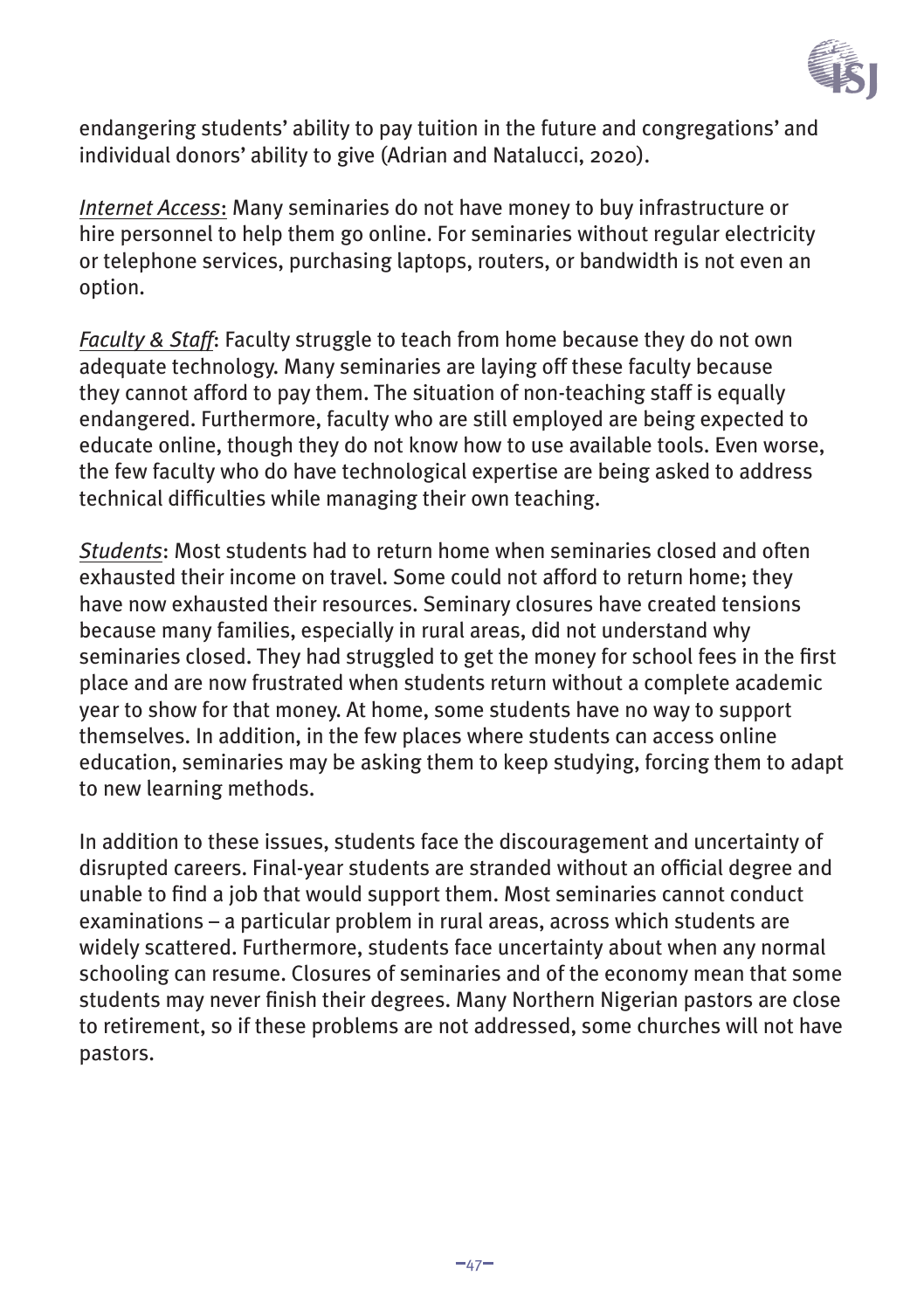endangering students' ability to pay tuition in the future and congregations' and individual donors' ability to give (Adrian and Natalucci, 2020).

*Internet Access*: Many seminaries do not have money to buy infrastructure or hire personnel to help them go online. For seminaries without regular electricity or telephone services, purchasing laptops, routers, or bandwidth is not even an option.

*Faculty & Staff*: Faculty struggle to teach from home because they do not own adequate technology. Many seminaries are laying off these faculty because they cannot afford to pay them. The situation of non-teaching staff is equally endangered. Furthermore, faculty who are still employed are being expected to educate online, though they do not know how to use available tools. Even worse, the few faculty who do have technological expertise are being asked to address technical difficulties while managing their own teaching.

*Students*: Most students had to return home when seminaries closed and often exhausted their income on travel. Some could not afford to return home; they have now exhausted their resources. Seminary closures have created tensions because many families, especially in rural areas, did not understand why seminaries closed. They had struggled to get the money for school fees in the first place and are now frustrated when students return without a complete academic year to show for that money. At home, some students have no way to support themselves. In addition, in the few places where students can access online education, seminaries may be asking them to keep studying, forcing them to adapt to new learning methods.

In addition to these issues, students face the discouragement and uncertainty of disrupted careers. Final-year students are stranded without an official degree and unable to find a job that would support them. Most seminaries cannot conduct examinations – a particular problem in rural areas, across which students are widely scattered. Furthermore, students face uncertainty about when any normal schooling can resume. Closures of seminaries and of the economy mean that some students may never finish their degrees. Many Northern Nigerian pastors are close to retirement, so if these problems are not addressed, some churches will not have pastors.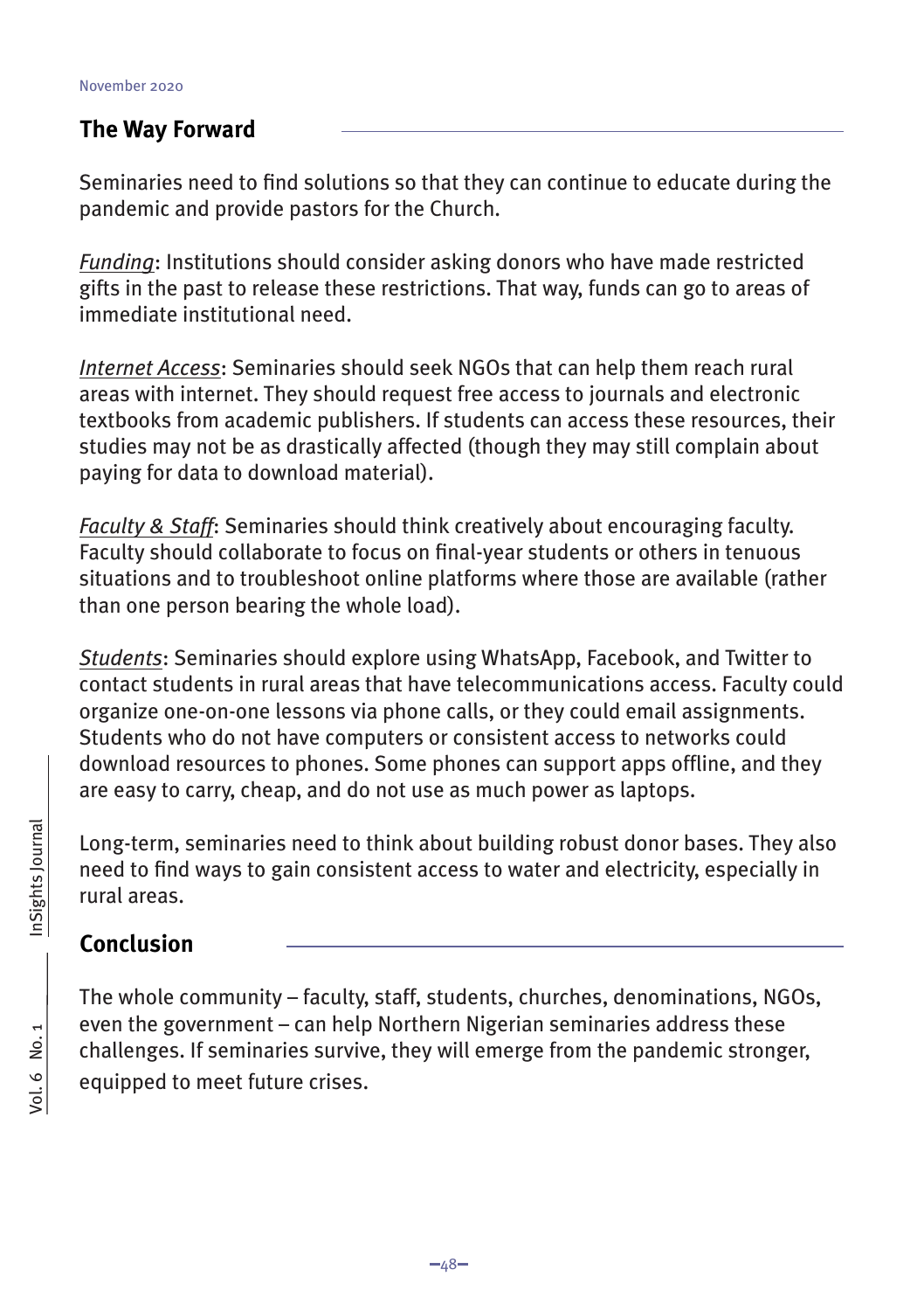## The Way Forward

Seminaries need to find solutions so that they can continue to educate during the pandemic and provide pastors for the Church.

*Funding*: Institutions should consider asking donors who have made restricted gifts in the past to release these restrictions. That way, funds can go to areas of immediate institutional need.

*Internet Access*: Seminaries should seek NGOs that can help them reach rural areas with internet. They should request free access to journals and electronic textbooks from academic publishers. If students can access these resources, their studies may not be as drastically affected (though they may still complain about paying for data to download material).

*Faculty & Staff*: Seminaries should think creatively about encouraging faculty. Faculty should collaborate to focus on final-year students or others in tenuous situations and to troubleshoot online platforms where those are available (rather than one person bearing the whole load).

*Students*: Seminaries should explore using WhatsApp, Facebook, and Twitter to contact students in rural areas that have telecommunications access. Faculty could organize one-on-one lessons via phone calls, or they could email assignments. Students who do not have computers or consistent access to networks could download resources to phones. Some phones can support apps offline, and they are easy to carry, cheap, and do not use as much power as laptops.

Long-term, seminaries need to think about building robust donor bases. They also need to find ways to gain consistent access to water and electricity, especially in rural areas.

## Conclusion

The whole community – faculty, staff, students, churches, denominations, NGOs, even the government – can help Northern Nigerian seminaries address these challenges. If seminaries survive, they will emerge from the pandemic stronger, equipped to meet future crises.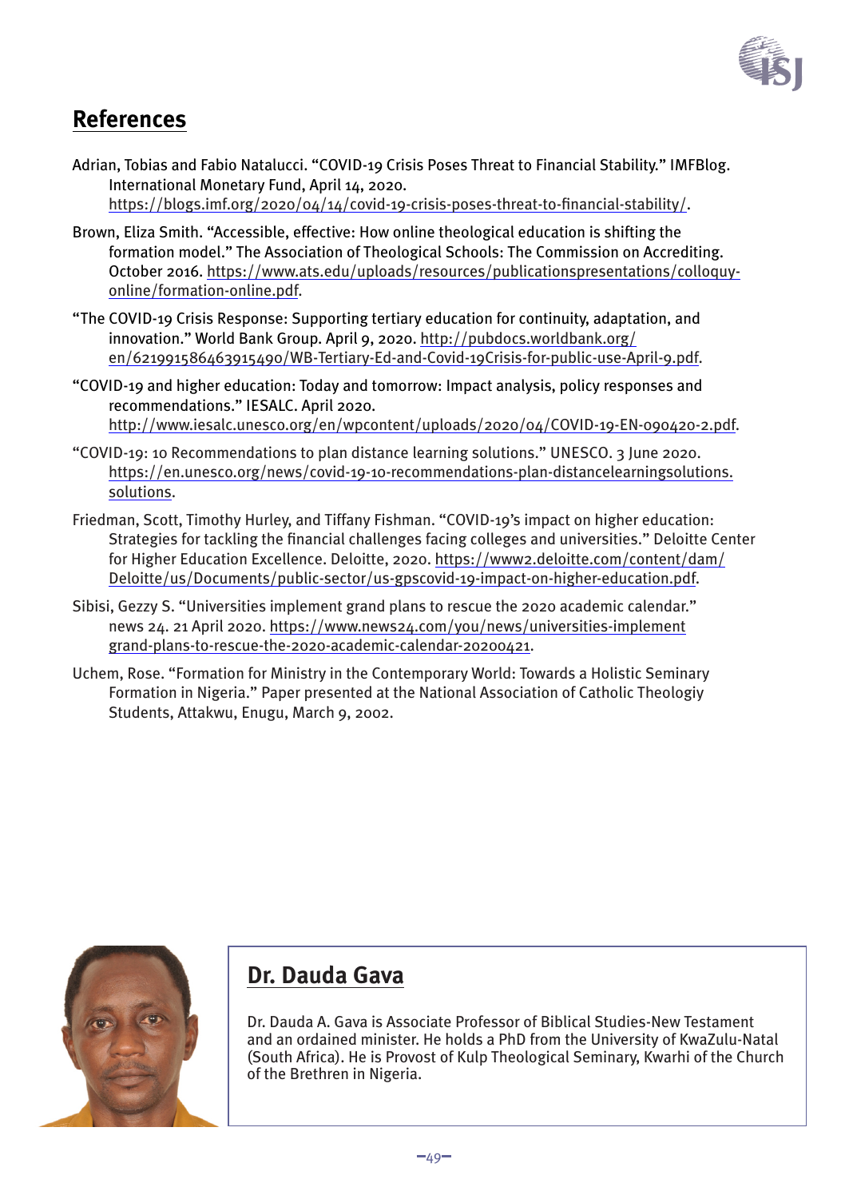## References

Adrian, Tobias and Fabio Natalucci. "COVID-19 Crisis Poses Threat to Financial Stability." IMFBlog. International Monetary Fund, April 14, 2020. https://blogs.imf.org/2020/04/14/covid-19-crisis-poses-threat-to-financial-stability/.

Brown, Eliza Smith. "Accessible, effective: How online theological education is shifting the formation model." The Association of Theological Schools: The Commission on Accrediting. October 2016. https://www.ats.edu/uploads/resources/publicationspresentations/colloquy-online/formation-online.pdf.

"The COVID-19 Crisis Response: Supporting tertiary education for continuity, adaptation, and innovation." World Bank Group. April 9, 2020. http://pubdocs.worldbank.org/en/621991586463915490/WB-Tertiary-Ed-and-Covid-19Crisis-for-public-use-April-9.pdf.

"COVID-19 and higher education: Today and tomorrow: Impact analysis, policy responses and recommendations." IESALC. April 2020. http://www.iesalc.unesco.org/en/wpcontent/uploads/2020/04/COVID-19-EN-090420-2.pdf.

"COVID-19: 10 Recommendations to plan distance learning solutions." UNESCO. 3 June 2020. https://en.unesco.org/news/covid-19-10-recommendations-plan-distancelearningsolutions.solutions.

Friedman, Scott, Timothy Hurley, and Tiffany Fishman. "COVID-19's impact on higher education: Strategies for tackling the financial challenges facing colleges and universities." Deloitte Center for Higher Education Excellence. Deloitte, 2020. https://www2.deloitte.com/content/dam/Deloitte/us/Documents/public-sector/us-gpscovid-19-impact-on-higher-education.pdf.

Sibisi, Gezzy S. "Universities implement grand plans to rescue the 2020 academic calendar." news 24. 21 April 2020. https://www.news24.com/you/news/universities-implement grand-plans-to-rescue-the-2020-academic-calendar-20200421.

Uchem, Rose. "Formation for Ministry in the Contemporary World: Towards a Holistic Seminary Formation in Nigeria." Paper presented at the National Association of Catholic Theologiy Students, Attakwu, Enugu, March 9, 2002.

## Dr. Dauda Gava

Dr. Dauda A. Gava is Associate Professor of Biblical Studies-New Testament and an ordained minister. He holds a PhD from the University of KwaZulu-Natal (South Africa). He is Provost of Kulp Theological Seminary, Kwarhi of the Church of the Brethren in Nigeria.